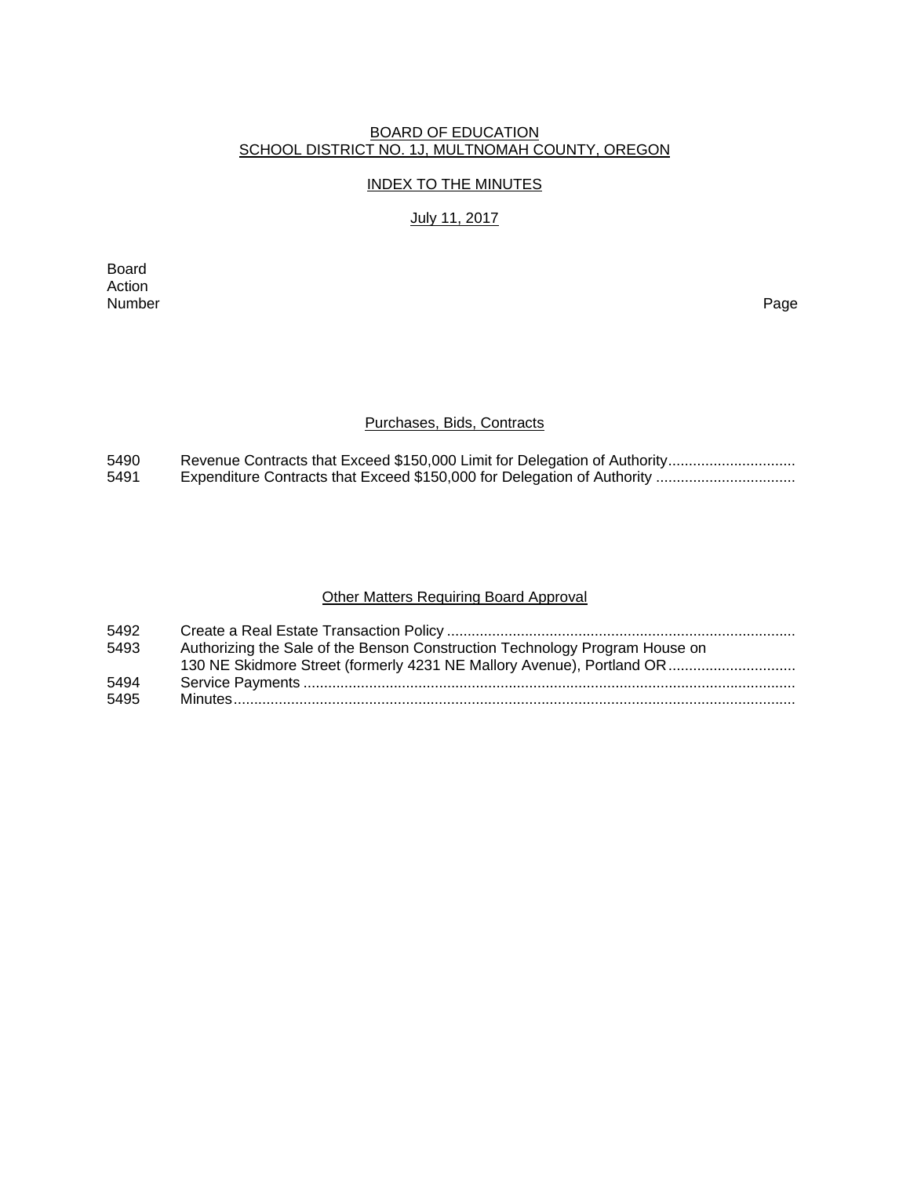BOARD OF EDUCATION
SCHOOL DISTRICT NO. 1J, MULTNOMAH COUNTY, OREGON

INDEX TO THE MINUTES

July 11, 2017

| Board Action Number | | Page |
|---|---|---|

## Purchases, Bids, Contracts

| | | |
|---|---|---|
| 5490 | Revenue Contracts that Exceed $150,000 Limit for Delegation of Authority | |
| 5491 | Expenditure Contracts that Exceed $150,000 for Delegation of Authority | |

## Other Matters Requiring Board Approval

| | | |
|---|---|---|
| 5492 | Create a Real Estate Transaction Policy | |
| 5493 | Authorizing the Sale of the Benson Construction Technology Program House on 130 NE Skidmore Street (formerly 4231 NE Mallory Avenue), Portland OR | |
| 5494 | Service Payments | |
| 5495 | Minutes | |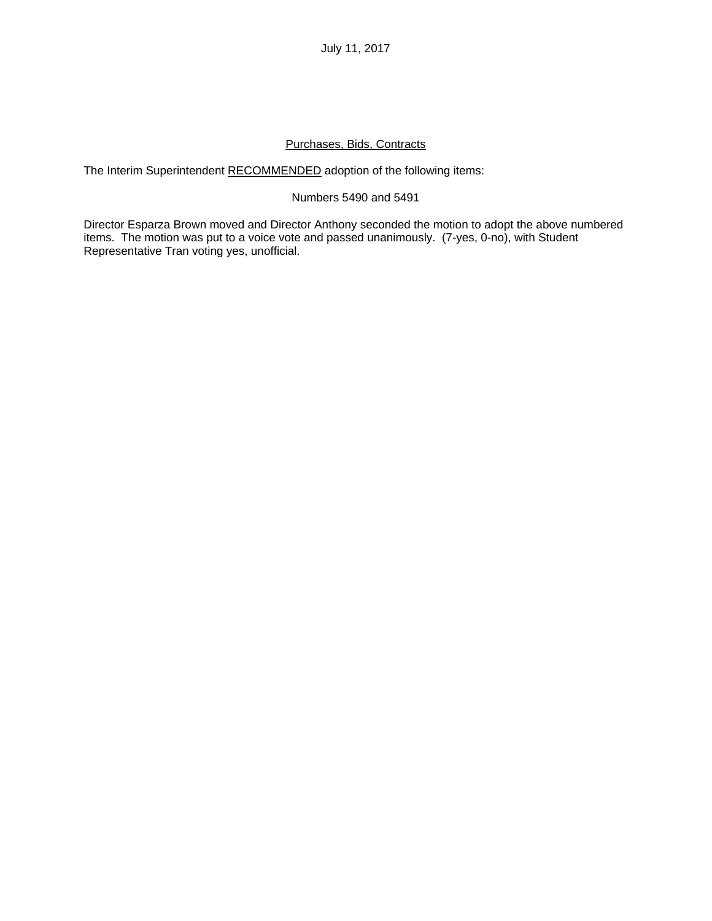July 11, 2017

Purchases, Bids, Contracts

The Interim Superintendent RECOMMENDED adoption of the following items:

Numbers 5490 and 5491

Director Esparza Brown moved and Director Anthony seconded the motion to adopt the above numbered items. The motion was put to a voice vote and passed unanimously. (7-yes, 0-no), with Student Representative Tran voting yes, unofficial.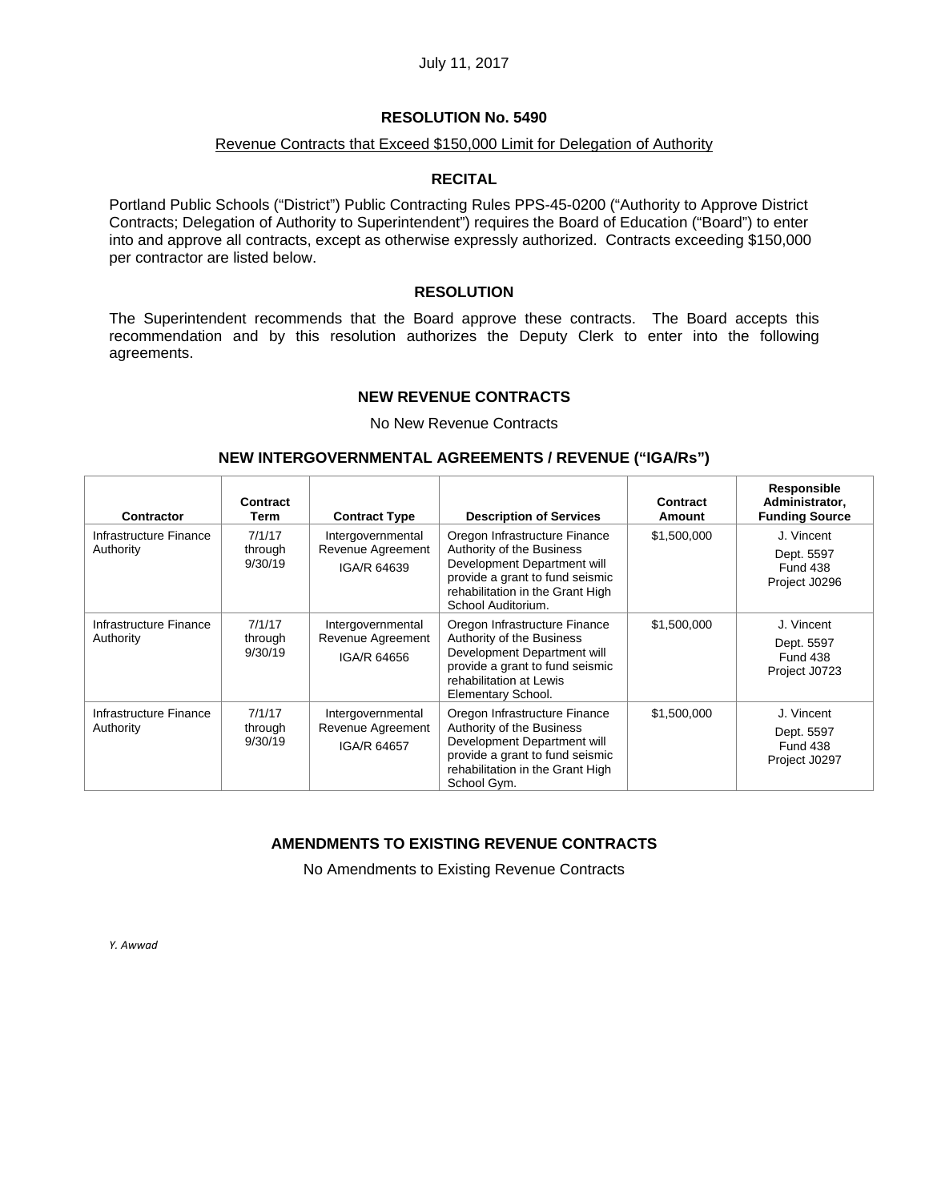July 11, 2017

## RESOLUTION No. 5490

Revenue Contracts that Exceed $150,000 Limit for Delegation of Authority

### RECITAL

Portland Public Schools ("District") Public Contracting Rules PPS-45-0200 ("Authority to Approve District Contracts; Delegation of Authority to Superintendent") requires the Board of Education ("Board") to enter into and approve all contracts, except as otherwise expressly authorized. Contracts exceeding $150,000 per contractor are listed below.

### RESOLUTION

The Superintendent recommends that the Board approve these contracts. The Board accepts this recommendation and by this resolution authorizes the Deputy Clerk to enter into the following agreements.

### NEW REVENUE CONTRACTS

No New Revenue Contracts

### NEW INTERGOVERNMENTAL AGREEMENTS / REVENUE ("IGA/Rs")

| Contractor | Contract Term | Contract Type | Description of Services | Contract Amount | Responsible Administrator, Funding Source |
|---|---|---|---|---|---|
| Infrastructure Finance Authority | 7/1/17 through 9/30/19 | Intergovernmental Revenue Agreement IGA/R 64639 | Oregon Infrastructure Finance Authority of the Business Development Department will provide a grant to fund seismic rehabilitation in the Grant High School Auditorium. | $1,500,000 | J. Vincent Dept. 5597 Fund 438 Project J0296 |
| Infrastructure Finance Authority | 7/1/17 through 9/30/19 | Intergovernmental Revenue Agreement IGA/R 64656 | Oregon Infrastructure Finance Authority of the Business Development Department will provide a grant to fund seismic rehabilitation at Lewis Elementary School. | $1,500,000 | J. Vincent Dept. 5597 Fund 438 Project J0723 |
| Infrastructure Finance Authority | 7/1/17 through 9/30/19 | Intergovernmental Revenue Agreement IGA/R 64657 | Oregon Infrastructure Finance Authority of the Business Development Department will provide a grant to fund seismic rehabilitation in the Grant High School Gym. | $1,500,000 | J. Vincent Dept. 5597 Fund 438 Project J0297 |

### AMENDMENTS TO EXISTING REVENUE CONTRACTS

No Amendments to Existing Revenue Contracts

*Y. Awwad*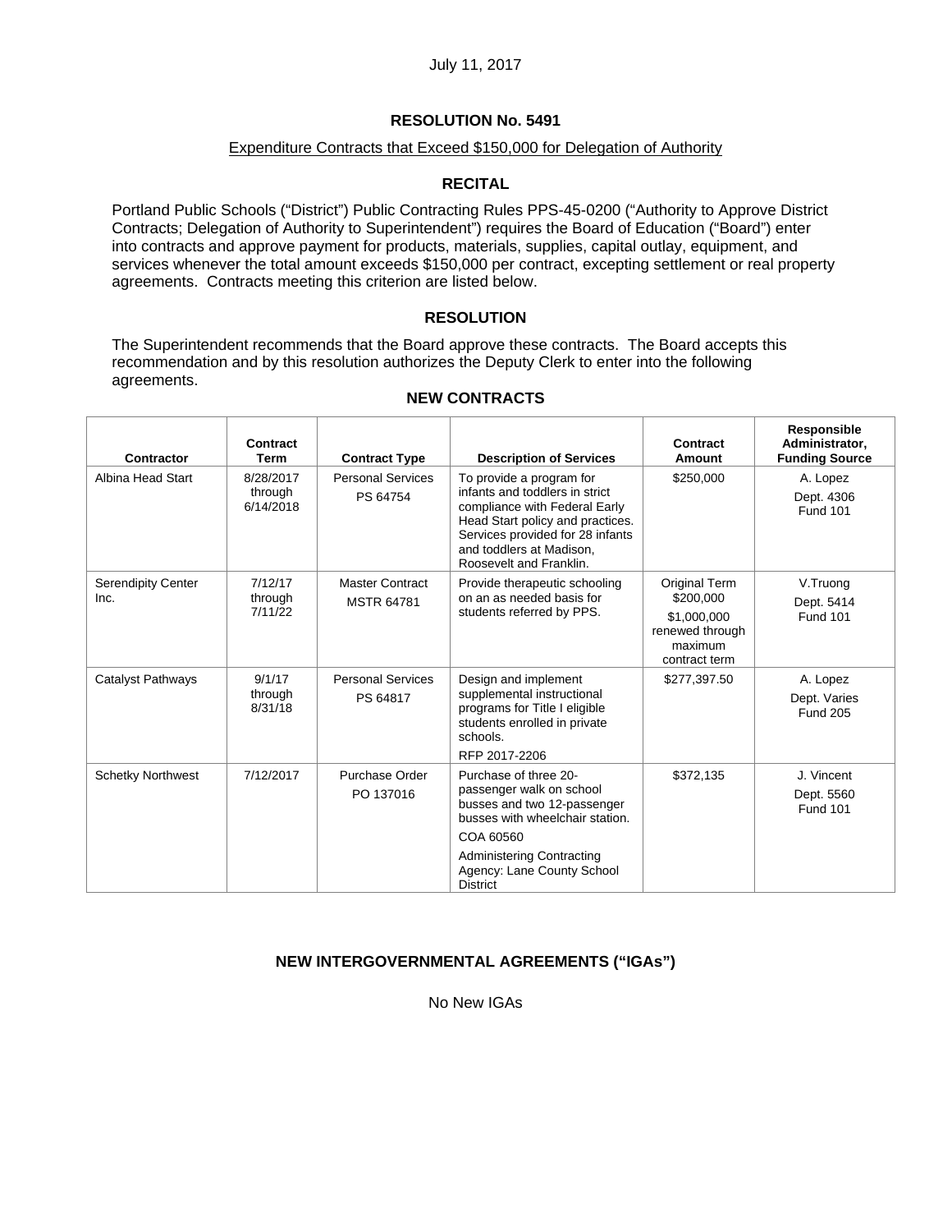July 11, 2017

## RESOLUTION No. 5491

Expenditure Contracts that Exceed $150,000 for Delegation of Authority

### RECITAL

Portland Public Schools ("District") Public Contracting Rules PPS-45-0200 ("Authority to Approve District Contracts; Delegation of Authority to Superintendent") requires the Board of Education ("Board") enter into contracts and approve payment for products, materials, supplies, capital outlay, equipment, and services whenever the total amount exceeds $150,000 per contract, excepting settlement or real property agreements. Contracts meeting this criterion are listed below.

### RESOLUTION

The Superintendent recommends that the Board approve these contracts. The Board accepts this recommendation and by this resolution authorizes the Deputy Clerk to enter into the following agreements.

### NEW CONTRACTS

| Contractor | Contract Term | Contract Type | Description of Services | Contract Amount | Responsible Administrator, Funding Source |
|---|---|---|---|---|---|
| Albina Head Start | 8/28/2017 through 6/14/2018 | Personal Services PS 64754 | To provide a program for infants and toddlers in strict compliance with Federal Early Head Start policy and practices. Services provided for 28 infants and toddlers at Madison, Roosevelt and Franklin. | $250,000 | A. Lopez Dept. 4306 Fund 101 |
| Serendipity Center Inc. | 7/12/17 through 7/11/22 | Master Contract MSTR 64781 | Provide therapeutic schooling on an as needed basis for students referred by PPS. | Original Term $200,000 $1,000,000 renewed through maximum contract term | V.Truong Dept. 5414 Fund 101 |
| Catalyst Pathways | 9/1/17 through 8/31/18 | Personal Services PS 64817 | Design and implement supplemental instructional programs for Title I eligible students enrolled in private schools. RFP 2017-2206 | $277,397.50 | A. Lopez Dept. Varies Fund 205 |
| Schetky Northwest | 7/12/2017 | Purchase Order PO 137016 | Purchase of three 20-passenger walk on school busses and two 12-passenger busses with wheelchair station. COA 60560 Administering Contracting Agency: Lane County School District | $372,135 | J. Vincent Dept. 5560 Fund 101 |

### NEW INTERGOVERNMENTAL AGREEMENTS ("IGAs")

No New IGAs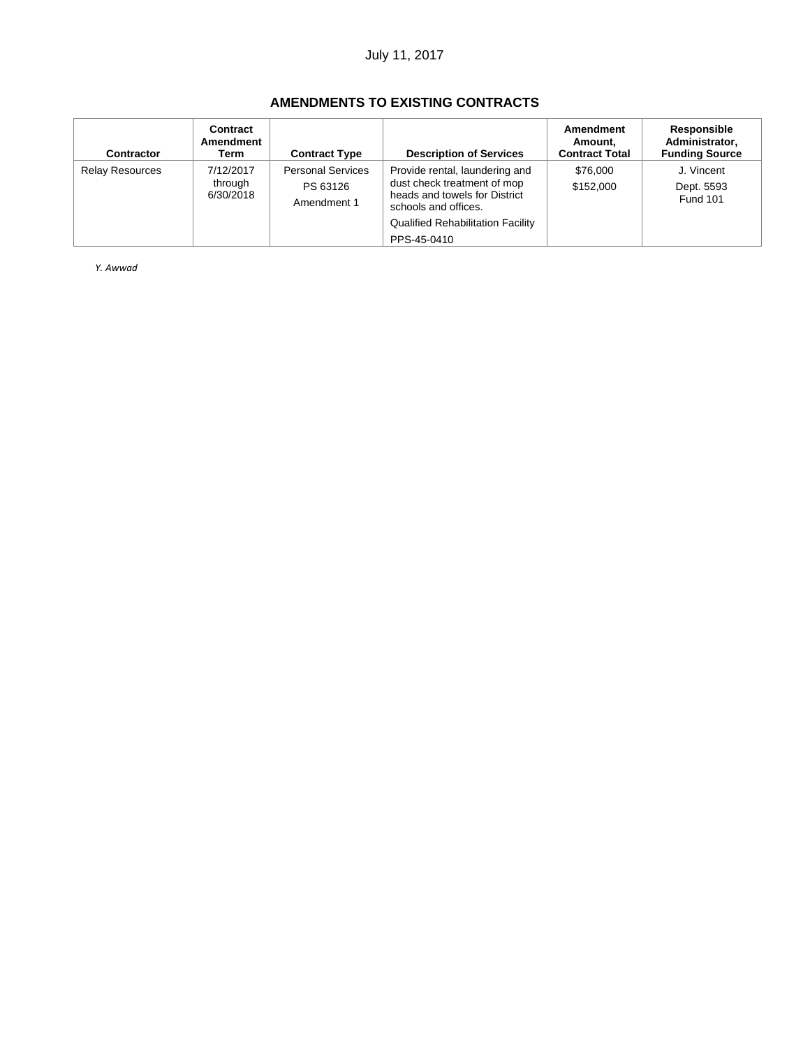July 11, 2017

## AMENDMENTS TO EXISTING CONTRACTS

| Contractor | Contract Amendment Term | Contract Type | Description of Services | Amendment Amount, Contract Total | Responsible Administrator, Funding Source |
|---|---|---|---|---|---|
| Relay Resources | 7/12/2017 through 6/30/2018 | Personal Services<br>PS 63126<br>Amendment 1 | Provide rental, laundering and dust check treatment of mop heads and towels for District schools and offices.<br>Qualified Rehabilitation Facility<br>PPS-45-0410 | $76,000<br>$152,000 | J. Vincent<br>Dept. 5593<br>Fund 101 |

*Y. Awwad*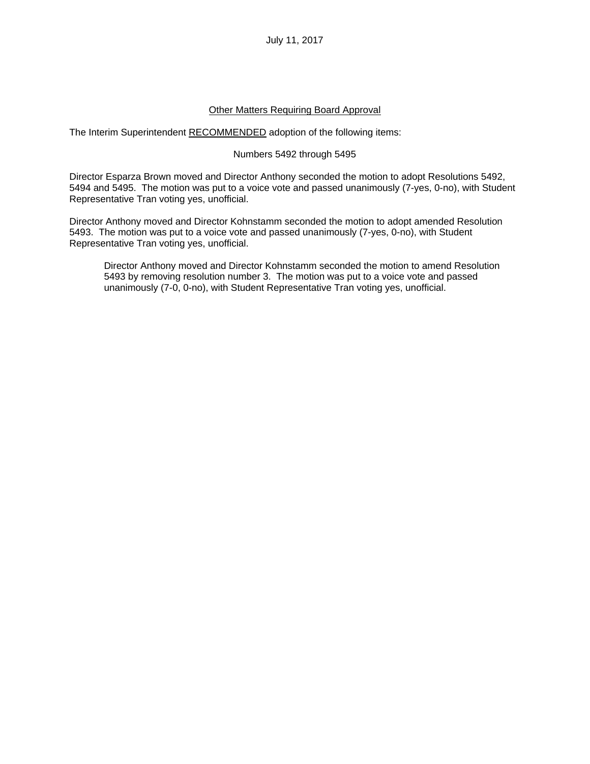July 11, 2017

## Other Matters Requiring Board Approval

The Interim Superintendent RECOMMENDED adoption of the following items:

Numbers 5492 through 5495

Director Esparza Brown moved and Director Anthony seconded the motion to adopt Resolutions 5492, 5494 and 5495. The motion was put to a voice vote and passed unanimously (7-yes, 0-no), with Student Representative Tran voting yes, unofficial.

Director Anthony moved and Director Kohnstamm seconded the motion to adopt amended Resolution 5493. The motion was put to a voice vote and passed unanimously (7-yes, 0-no), with Student Representative Tran voting yes, unofficial.

> Director Anthony moved and Director Kohnstamm seconded the motion to amend Resolution 5493 by removing resolution number 3. The motion was put to a voice vote and passed unanimously (7-0, 0-no), with Student Representative Tran voting yes, unofficial.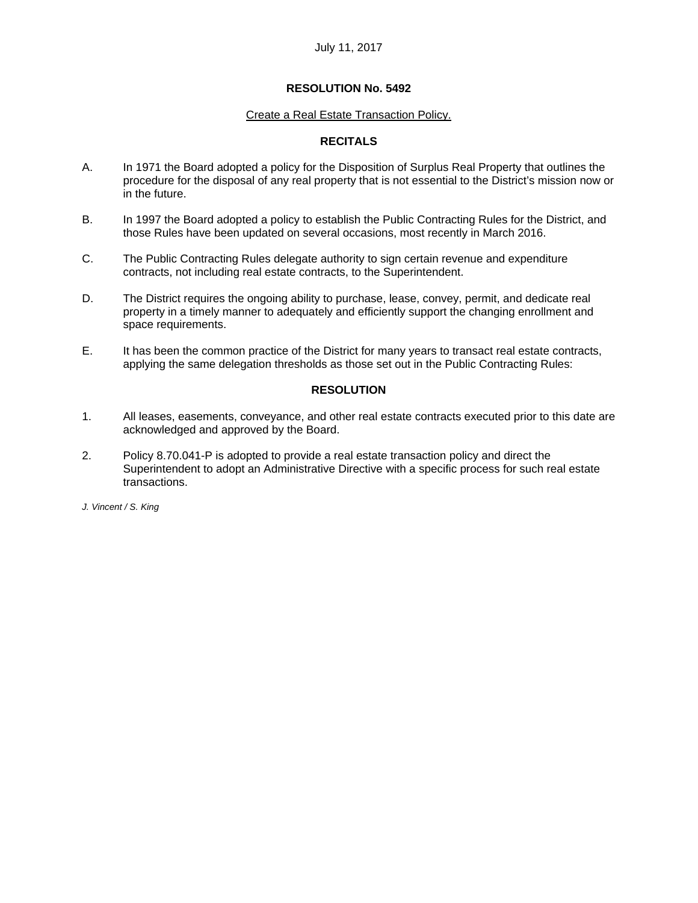July 11, 2017

# RESOLUTION No. 5492

Create a Real Estate Transaction Policy.

## RECITALS

A. In 1971 the Board adopted a policy for the Disposition of Surplus Real Property that outlines the procedure for the disposal of any real property that is not essential to the District's mission now or in the future.

B. In 1997 the Board adopted a policy to establish the Public Contracting Rules for the District, and those Rules have been updated on several occasions, most recently in March 2016.

C. The Public Contracting Rules delegate authority to sign certain revenue and expenditure contracts, not including real estate contracts, to the Superintendent.

D. The District requires the ongoing ability to purchase, lease, convey, permit, and dedicate real property in a timely manner to adequately and efficiently support the changing enrollment and space requirements.

E. It has been the common practice of the District for many years to transact real estate contracts, applying the same delegation thresholds as those set out in the Public Contracting Rules:

## RESOLUTION

1. All leases, easements, conveyance, and other real estate contracts executed prior to this date are acknowledged and approved by the Board.

2. Policy 8.70.041-P is adopted to provide a real estate transaction policy and direct the Superintendent to adopt an Administrative Directive with a specific process for such real estate transactions.

*J. Vincent / S. King*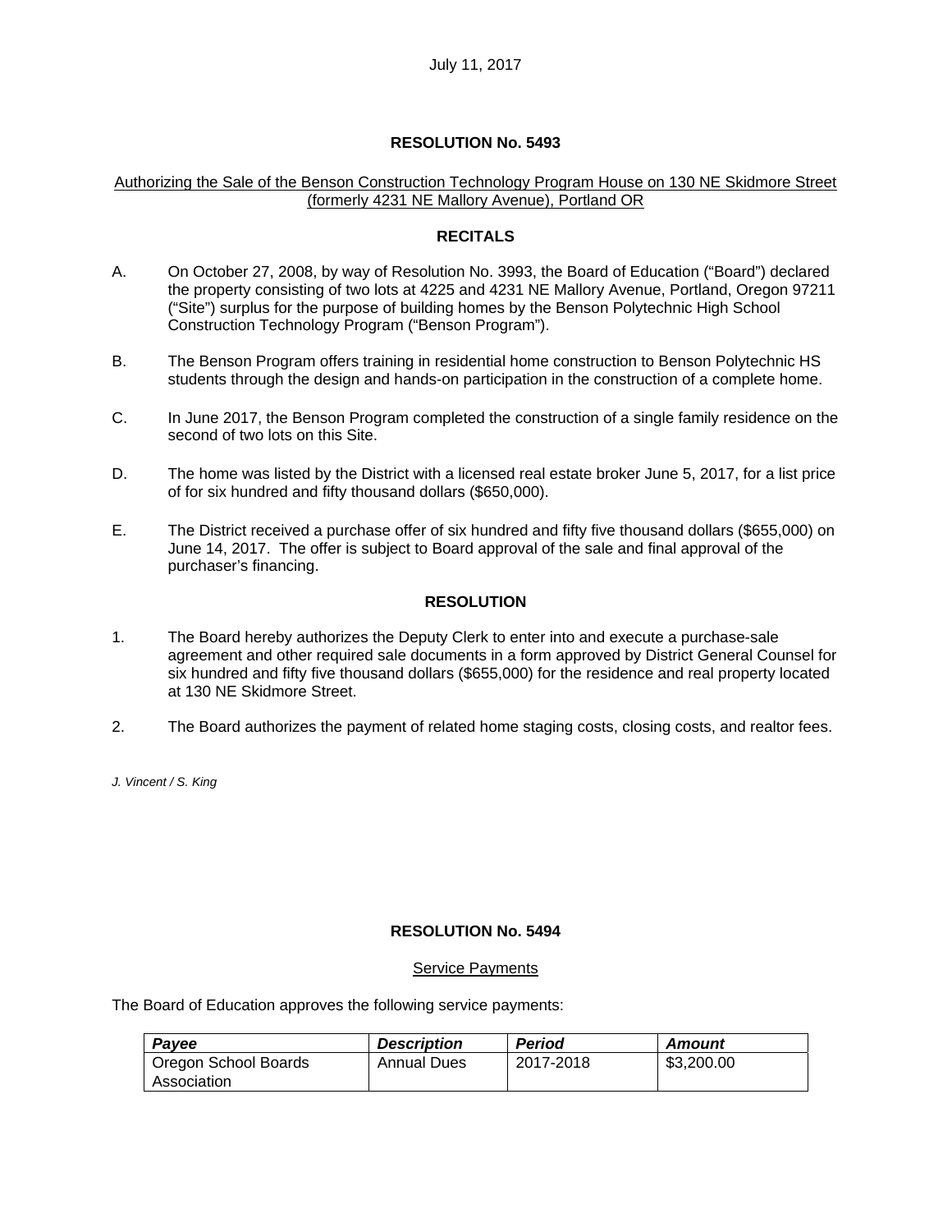July 11, 2017

## RESOLUTION No. 5493

Authorizing the Sale of the Benson Construction Technology Program House on 130 NE Skidmore Street (formerly 4231 NE Mallory Avenue), Portland OR

### RECITALS

A. On October 27, 2008, by way of Resolution No. 3993, the Board of Education ("Board") declared the property consisting of two lots at 4225 and 4231 NE Mallory Avenue, Portland, Oregon 97211 ("Site") surplus for the purpose of building homes by the Benson Polytechnic High School Construction Technology Program ("Benson Program").

B. The Benson Program offers training in residential home construction to Benson Polytechnic HS students through the design and hands-on participation in the construction of a complete home.

C. In June 2017, the Benson Program completed the construction of a single family residence on the second of two lots on this Site.

D. The home was listed by the District with a licensed real estate broker June 5, 2017, for a list price of for six hundred and fifty thousand dollars ($650,000).

E. The District received a purchase offer of six hundred and fifty five thousand dollars ($655,000) on June 14, 2017. The offer is subject to Board approval of the sale and final approval of the purchaser's financing.

### RESOLUTION

1. The Board hereby authorizes the Deputy Clerk to enter into and execute a purchase-sale agreement and other required sale documents in a form approved by District General Counsel for six hundred and fifty five thousand dollars ($655,000) for the residence and real property located at 130 NE Skidmore Street.

2. The Board authorizes the payment of related home staging costs, closing costs, and realtor fees.

*J. Vincent / S. King*

## RESOLUTION No. 5494

Service Payments

The Board of Education approves the following service payments:

| ***Payee*** | ***Description*** | ***Period*** | ***Amount*** |
|---|---|---|---|
| Oregon School Boards Association | Annual Dues | 2017-2018 | $3,200.00 |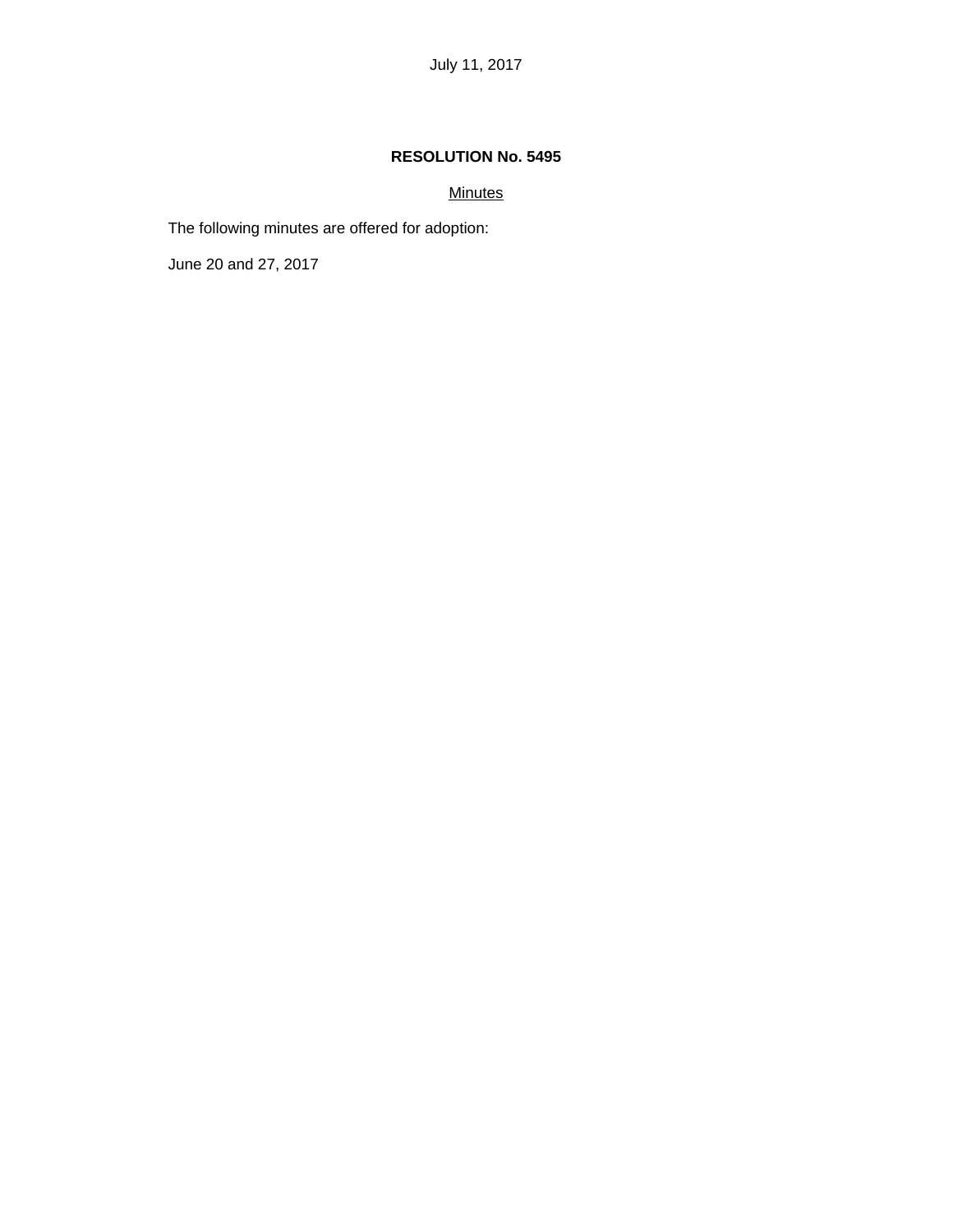July 11, 2017

**RESOLUTION No. 5495**

<u>Minutes</u>

The following minutes are offered for adoption:

June 20 and 27, 2017